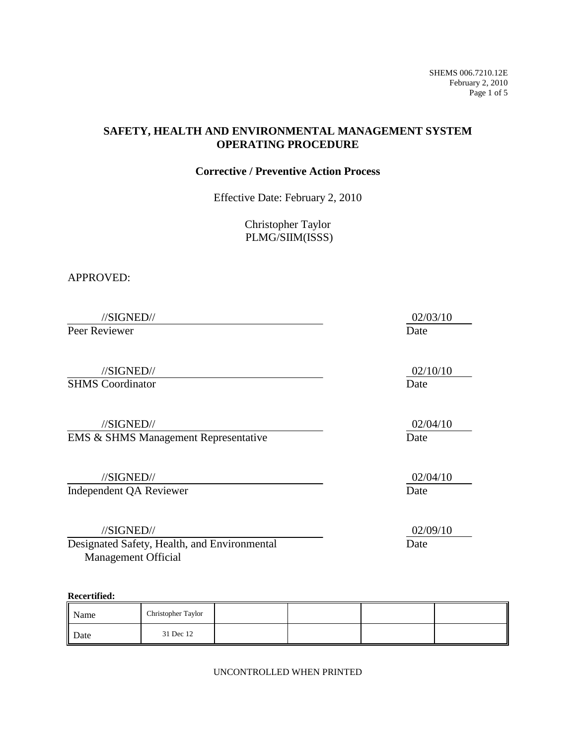SHEMS 006.7210.12E
February 2, 2010

# SAFETY, HEALTH AND ENVIRONMENTAL MANAGEMENT SYSTEM OPERATING PROCEDURE

## Corrective / Preventive Action Process

Effective Date: February 2, 2010

Christopher Taylor
PLMG/SIIM(ISSS)

APPROVED:

//SIGNED// 02/03/10
Peer Reviewer Date

//SIGNED// 02/10/10
SHMS Coordinator Date

//SIGNED// 02/04/10
EMS & SHMS Management Representative Date

//SIGNED// 02/04/10
Independent QA Reviewer Date

//SIGNED// 02/09/10
Designated Safety, Health, and Environmental Management Official Date

**Recertified:**

| Name | Christopher Taylor | | | | |
|---|---|---|---|---|---|
| Date | 31 Dec 12 | | | | |

UNCONTROLLED WHEN PRINTED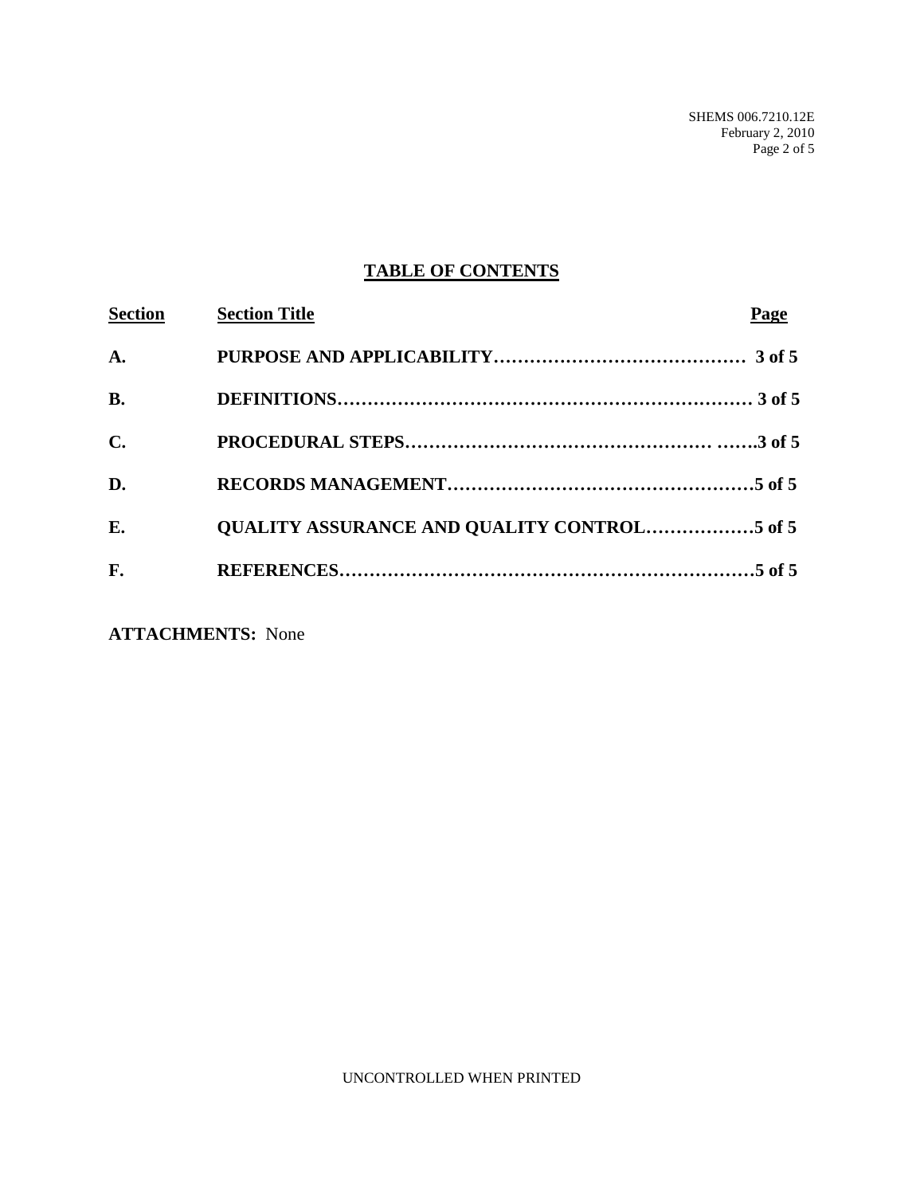## TABLE OF CONTENTS

| Section | Section Title | Page |
|---|---|---|
| **A.** | **PURPOSE AND APPLICABILITY** | **3 of 5** |
| **B.** | **DEFINITIONS** | **3 of 5** |
| **C.** | **PROCEDURAL STEPS** | **3 of 5** |
| **D.** | **RECORDS MANAGEMENT** | **5 of 5** |
| **E.** | **QUALITY ASSURANCE AND QUALITY CONTROL** | **5 of 5** |
| **F.** | **REFERENCES** | **5 of 5** |

**ATTACHMENTS:** None

UNCONTROLLED WHEN PRINTED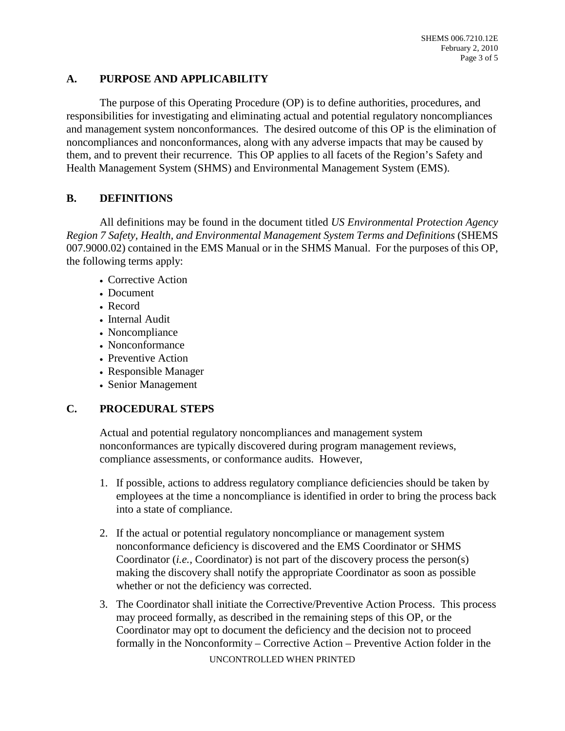## A. PURPOSE AND APPLICABILITY

The purpose of this Operating Procedure (OP) is to define authorities, procedures, and responsibilities for investigating and eliminating actual and potential regulatory noncompliances and management system nonconformances. The desired outcome of this OP is the elimination of noncompliances and nonconformances, along with any adverse impacts that may be caused by them, and to prevent their recurrence. This OP applies to all facets of the Region's Safety and Health Management System (SHMS) and Environmental Management System (EMS).

## B. DEFINITIONS

All definitions may be found in the document titled *US Environmental Protection Agency Region 7 Safety, Health, and Environmental Management System Terms and Definitions* (SHEMS 007.9000.02) contained in the EMS Manual or in the SHMS Manual. For the purposes of this OP, the following terms apply:

- Corrective Action
- Document
- Record
- Internal Audit
- Noncompliance
- Nonconformance
- Preventive Action
- Responsible Manager
- Senior Management

## C. PROCEDURAL STEPS

Actual and potential regulatory noncompliances and management system nonconformances are typically discovered during program management reviews, compliance assessments, or conformance audits. However,

1. If possible, actions to address regulatory compliance deficiencies should be taken by employees at the time a noncompliance is identified in order to bring the process back into a state of compliance.

2. If the actual or potential regulatory noncompliance or management system nonconformance deficiency is discovered and the EMS Coordinator or SHMS Coordinator (*i.e.*, Coordinator) is not part of the discovery process the person(s) making the discovery shall notify the appropriate Coordinator as soon as possible whether or not the deficiency was corrected.

3. The Coordinator shall initiate the Corrective/Preventive Action Process. This process may proceed formally, as described in the remaining steps of this OP, or the Coordinator may opt to document the deficiency and the decision not to proceed formally in the Nonconformity – Corrective Action – Preventive Action folder in the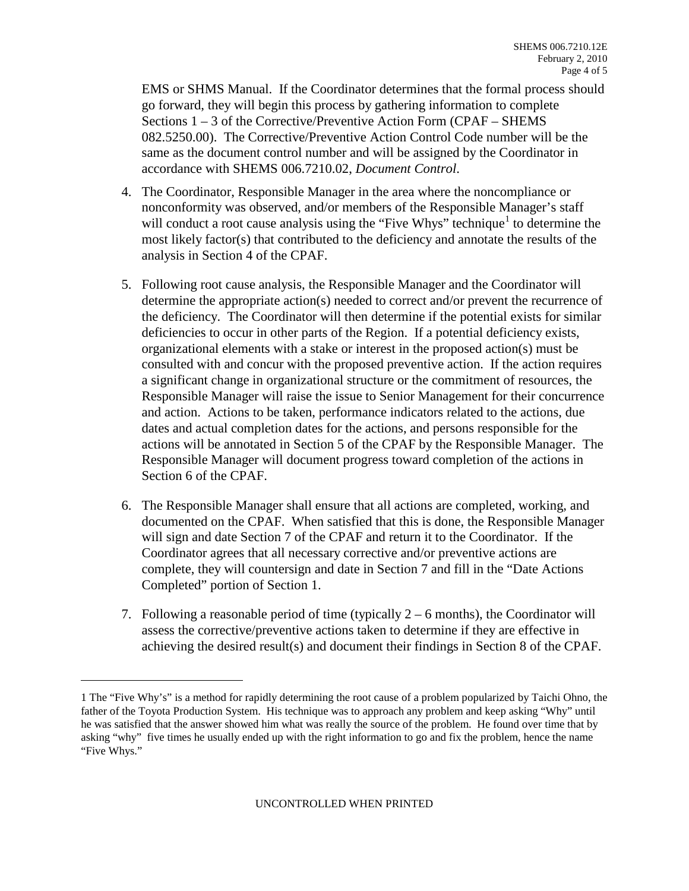EMS or SHMS Manual. If the Coordinator determines that the formal process should go forward, they will begin this process by gathering information to complete Sections 1 – 3 of the Corrective/Preventive Action Form (CPAF – SHEMS 082.5250.00). The Corrective/Preventive Action Control Code number will be the same as the document control number and will be assigned by the Coordinator in accordance with SHEMS 006.7210.02, *Document Control*.

4. The Coordinator, Responsible Manager in the area where the noncompliance or nonconformity was observed, and/or members of the Responsible Manager's staff will conduct a root cause analysis using the "Five Whys" technique[1] to determine the most likely factor(s) that contributed to the deficiency and annotate the results of the analysis in Section 4 of the CPAF.

5. Following root cause analysis, the Responsible Manager and the Coordinator will determine the appropriate action(s) needed to correct and/or prevent the recurrence of the deficiency. The Coordinator will then determine if the potential exists for similar deficiencies to occur in other parts of the Region. If a potential deficiency exists, organizational elements with a stake or interest in the proposed action(s) must be consulted with and concur with the proposed preventive action. If the action requires a significant change in organizational structure or the commitment of resources, the Responsible Manager will raise the issue to Senior Management for their concurrence and action. Actions to be taken, performance indicators related to the actions, due dates and actual completion dates for the actions, and persons responsible for the actions will be annotated in Section 5 of the CPAF by the Responsible Manager. The Responsible Manager will document progress toward completion of the actions in Section 6 of the CPAF.

6. The Responsible Manager shall ensure that all actions are completed, working, and documented on the CPAF. When satisfied that this is done, the Responsible Manager will sign and date Section 7 of the CPAF and return it to the Coordinator. If the Coordinator agrees that all necessary corrective and/or preventive actions are complete, they will countersign and date in Section 7 and fill in the "Date Actions Completed" portion of Section 1.

7. Following a reasonable period of time (typically 2 – 6 months), the Coordinator will assess the corrective/preventive actions taken to determine if they are effective in achieving the desired result(s) and document their findings in Section 8 of the CPAF.

---

1 The "Five Why's" is a method for rapidly determining the root cause of a problem popularized by Taichi Ohno, the father of the Toyota Production System. His technique was to approach any problem and keep asking "Why" until he was satisfied that the answer showed him what was really the source of the problem. He found over time that by asking "why" five times he usually ended up with the right information to go and fix the problem, hence the name "Five Whys."

UNCONTROLLED WHEN PRINTED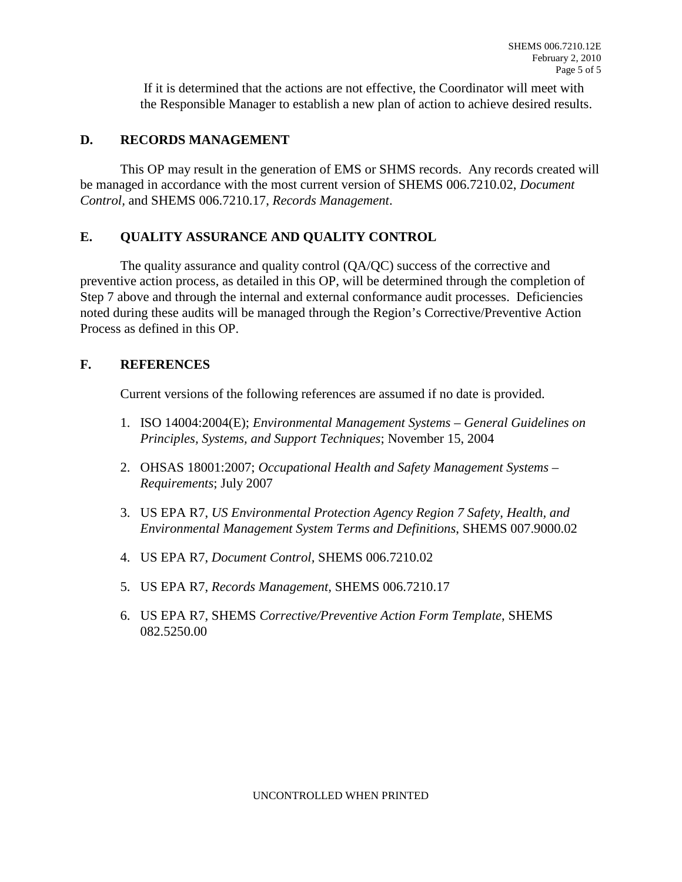If it is determined that the actions are not effective, the Coordinator will meet with the Responsible Manager to establish a new plan of action to achieve desired results.

## D. RECORDS MANAGEMENT

This OP may result in the generation of EMS or SHMS records. Any records created will be managed in accordance with the most current version of SHEMS 006.7210.02, *Document Control*, and SHEMS 006.7210.17, *Records Management*.

## E. QUALITY ASSURANCE AND QUALITY CONTROL

The quality assurance and quality control (QA/QC) success of the corrective and preventive action process, as detailed in this OP, will be determined through the completion of Step 7 above and through the internal and external conformance audit processes. Deficiencies noted during these audits will be managed through the Region's Corrective/Preventive Action Process as defined in this OP.

## F. REFERENCES

Current versions of the following references are assumed if no date is provided.

1. ISO 14004:2004(E); *Environmental Management Systems – General Guidelines on Principles, Systems, and Support Techniques*; November 15, 2004
2. OHSAS 18001:2007; *Occupational Health and Safety Management Systems – Requirements*; July 2007
3. US EPA R7, *US Environmental Protection Agency Region 7 Safety, Health, and Environmental Management System Terms and Definitions*, SHEMS 007.9000.02
4. US EPA R7, *Document Control*, SHEMS 006.7210.02
5. US EPA R7, *Records Management*, SHEMS 006.7210.17
6. US EPA R7, SHEMS *Corrective/Preventive Action Form Template*, SHEMS 082.5250.00

UNCONTROLLED WHEN PRINTED